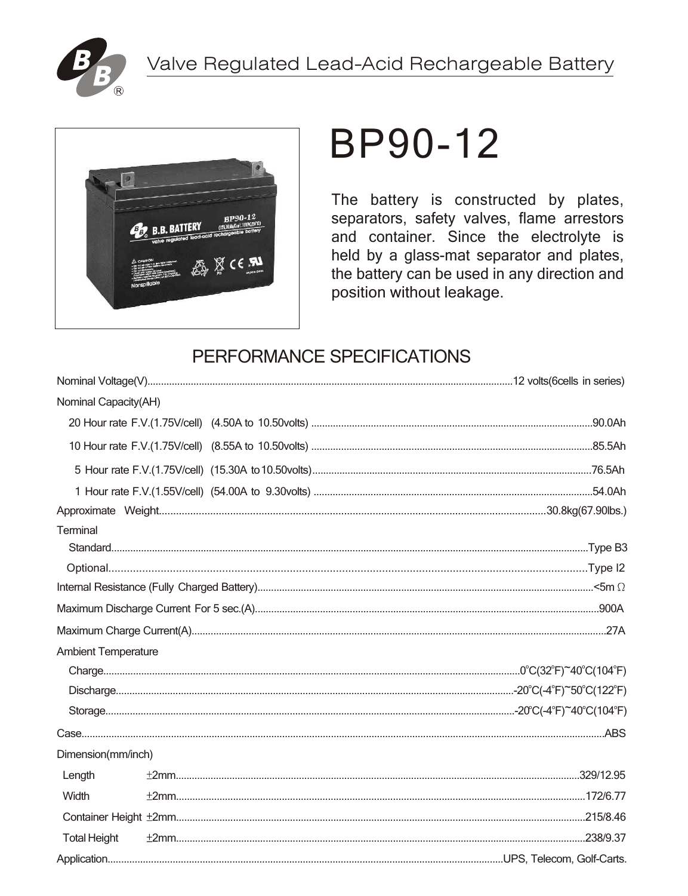# Valve Regulated Lead-Acid Rechargeable Battery

# BP90-12

The battery is constructed by plates, separators, safety valves, flame arrestors and container. Since the electrolyte is held by a glass-mat separator and plates, the battery can be used in any direction and position without leakage.

## PERFORMANCE SPECIFICATIONS

Nominal Voltage(V)....................12 volts(6cells in series)

Nominal Capacity(AH)

- 20 Hour rate F.V.(1.75V/cell) (4.50A to 10.50volts)....................90.0Ah
- 10 Hour rate F.V.(1.75V/cell) (8.55A to 10.50volts)....................85.5Ah
- 5 Hour rate F.V.(1.75V/cell) (15.30A to 10.50volts)....................76.5Ah
- 1 Hour rate F.V.(1.55V/cell) (54.00A to 9.30volts)....................54.0Ah

Approximate Weight....................30.8kg(67.90lbs.)

Terminal

- Standard....................Type B3
- Optional....................Type I2

Internal Resistance (Fully Charged Battery)....................<5m Ω

Maximum Discharge Current For 5 sec.(A)....................900A

Maximum Charge Current(A)....................27A

Ambient Temperature

- Charge....................0°C(32°F)~40°C(104°F)
- Discharge....................-20°C(-4°F)~50°C(122°F)
- Storage....................-20°C(-4°F)~40°C(104°F)

Case....................ABS

Dimension(mm/inch)

- Length ±2mm....................329/12.95
- Width ±2mm....................172/6.77
- Container Height ±2mm....................215/8.46
- Total Height ±2mm....................238/9.37

Application....................UPS, Telecom, Golf-Carts.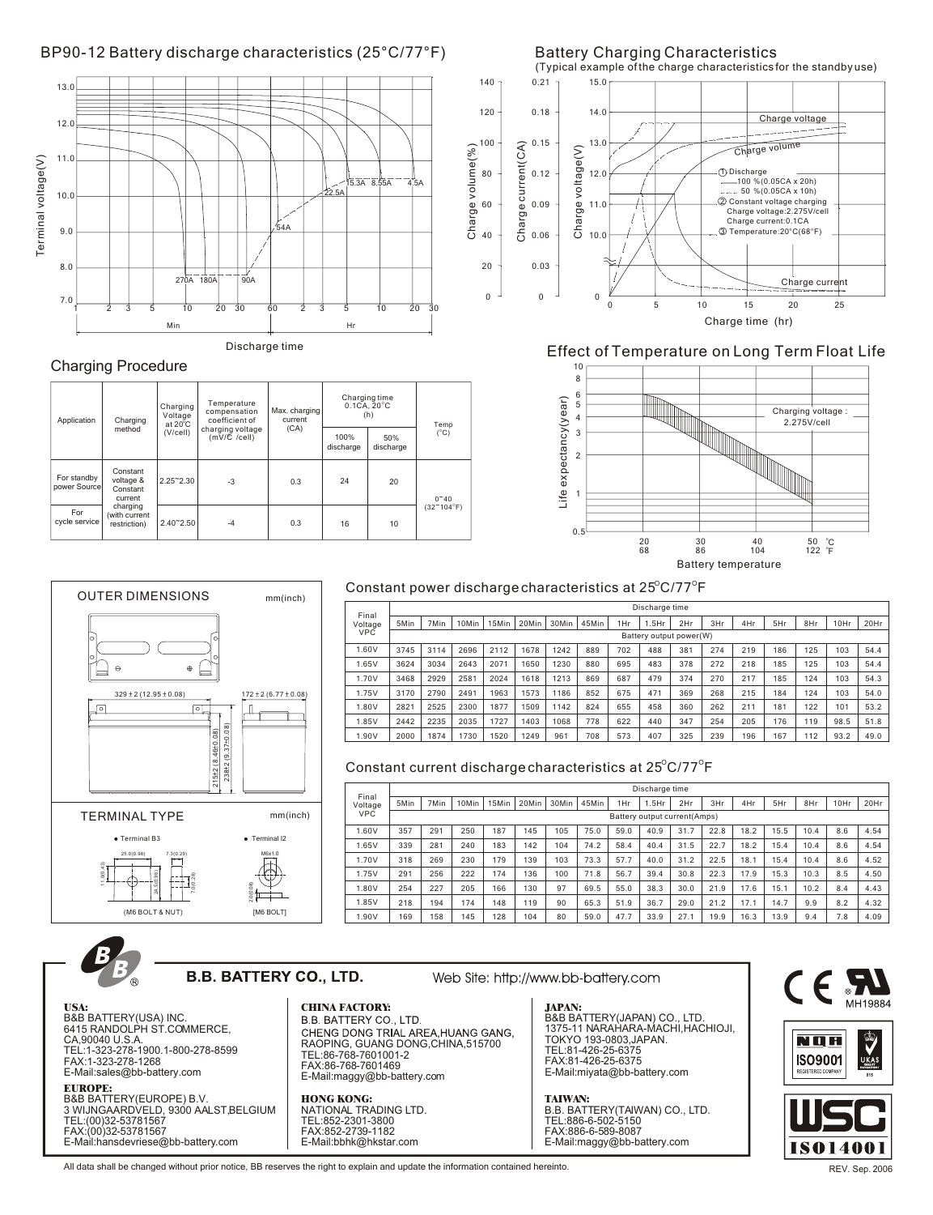## BP90-12 Battery discharge characteristics (25°C/77°F)

13.0
12.0
11.0
10.0
9.0
8.0
7.0

Terminal voltage(V)

270A 180A 90A 54A 22.5A 15.3A 8.55A 4.5A

1 2 3 5 10 20 30 60 2 3 5 10 20 30

Min Hr

Discharge time

## Battery Charging Characteristics

(Typical example of the charge characteristics for the standby use)

Charge volume(%) Charge current(CA) Charge voltage(V)

140 0.21 15.0
120 0.18 14.0
100 0.15 13.0
80 0.12 12.0
60 0.09 11.0
40 0.06 10.0
20 0.03
0 0 0

Charge voltage
Charge volume
Charge current

① Discharge
100 %(0.05CA x 20h)
50 %(0.05CA x 10h)
② Constant voltage charging
Charge voltage:2.275V/cell
Charge current:0.1CA
③ Temperature:20°C(68°F)

0 5 10 15 20 25

Charge time (hr)

## Charging Procedure

| Application | Charging method | Charging Voltage at 20°C (V/cell) | Temperature compensation coefficient of charging voltage (mV/°C /cell) | Max. charging current (CA) | Charging time 0.1CA, 20°C (h) | | Temp (°C) |
|---|---|---|---|---|---|---|---|
| | | | | | 100% discharge | 50% discharge | |
| For standby power Source | Constant voltage & Constant current charging (with current restriction) | 2.25~2.30 | -3 | 0.3 | 24 | 20 | 0~40 (32~104°F) |
| For cycle service | | 2.40~2.50 | -4 | 0.3 | 16 | 10 | |

## Effect of Temperature on Long Term Float Life

Life expectancy(year)

10
8
6
5
4
3
2
1
0.5

Charging voltage : 2.275V/cell

20 30 40 50 °C
68 86 104 122 °F

Battery temperature

## OUTER DIMENSIONS

mm(inch)

329±2 (12.95±0.08)

172±2 (6.77±0.08)

215±2 (8.46±0.08)

238±2 (9.37±0.08)

## TERMINAL TYPE

mm(inch)

● Terminal B3

25.0(0.98)
7.3(0.29)

(M6 BOLT & NUT)

● Terminal I2

M6x1.0

[M6 BOLT]

## Constant power discharge characteristics at 25°C/77°F

| Final Voltage VPC | Discharge time | | | | | | | | | | | | | | | |
|---|---|---|---|---|---|---|---|---|---|---|---|---|---|---|---|---|
| | 5Min | 7Min | 10Min | 15Min | 20Min | 30Min | 45Min | 1Hr | 1.5Hr | 2Hr | 3Hr | 4Hr | 5Hr | 8Hr | 10Hr | 20Hr |
| | Battery output power(W) | | | | | | | | | | | | | | | |
| 1.60V | 3745 | 3114 | 2696 | 2112 | 1678 | 1242 | 889 | 702 | 488 | 381 | 274 | 219 | 186 | 125 | 103 | 54.4 |
| 1.65V | 3624 | 3034 | 2643 | 2071 | 1650 | 1230 | 880 | 695 | 483 | 378 | 272 | 218 | 185 | 125 | 103 | 54.4 |
| 1.70V | 3468 | 2929 | 2581 | 2024 | 1618 | 1213 | 869 | 687 | 479 | 374 | 270 | 217 | 185 | 124 | 103 | 54.3 |
| 1.75V | 3170 | 2790 | 2491 | 1963 | 1573 | 1186 | 852 | 675 | 471 | 369 | 268 | 215 | 184 | 124 | 103 | 54.0 |
| 1.80V | 2821 | 2525 | 2300 | 1877 | 1509 | 1142 | 824 | 655 | 458 | 360 | 262 | 211 | 181 | 122 | 101 | 53.2 |
| 1.85V | 2442 | 2235 | 2035 | 1727 | 1403 | 1068 | 778 | 622 | 440 | 347 | 254 | 205 | 176 | 119 | 98.5 | 51.8 |
| 1.90V | 2000 | 1874 | 1730 | 1520 | 1249 | 961 | 708 | 573 | 407 | 325 | 239 | 196 | 167 | 112 | 93.2 | 49.0 |

## Constant current discharge characteristics at 25°C/77°F

| Final Voltage VPC | Discharge time | | | | | | | | | | | | | | | |
|---|---|---|---|---|---|---|---|---|---|---|---|---|---|---|---|---|
| | 5Min | 7Min | 10Min | 15Min | 20Min | 30Min | 45Min | 1Hr | 1.5Hr | 2Hr | 3Hr | 4Hr | 5Hr | 8Hr | 10Hr | 20Hr |
| | Battery output current(Amps) | | | | | | | | | | | | | | | |
| 1.60V | 357 | 291 | 250 | 187 | 145 | 105 | 75.0 | 59.0 | 40.9 | 31.7 | 22.8 | 18.2 | 15.5 | 10.4 | 8.6 | 4.54 |
| 1.65V | 339 | 281 | 240 | 183 | 142 | 104 | 74.2 | 58.4 | 40.4 | 31.5 | 22.7 | 18.2 | 15.4 | 10.4 | 8.6 | 4.54 |
| 1.70V | 318 | 269 | 230 | 179 | 139 | 103 | 73.3 | 57.7 | 40.0 | 31.2 | 22.5 | 18.1 | 15.4 | 10.4 | 8.6 | 4.52 |
| 1.75V | 291 | 256 | 222 | 174 | 136 | 100 | 71.8 | 56.7 | 39.4 | 30.8 | 22.3 | 17.9 | 15.3 | 10.3 | 8.5 | 4.50 |
| 1.80V | 254 | 227 | 205 | 166 | 130 | 97 | 69.5 | 55.0 | 38.3 | 30.0 | 21.9 | 17.6 | 15.1 | 10.2 | 8.4 | 4.43 |
| 1.85V | 218 | 194 | 174 | 148 | 119 | 90 | 65.3 | 51.9 | 36.7 | 29.0 | 21.2 | 17.1 | 14.7 | 9.9 | 8.2 | 4.32 |
| 1.90V | 169 | 158 | 145 | 128 | 104 | 80 | 59.0 | 47.7 | 33.9 | 27.1 | 19.9 | 16.3 | 13.9 | 9.4 | 7.8 | 4.09 |

**B.B. BATTERY CO., LTD.** Web Site: http://www.bb-battery.com

**USA:**
B&B BATTERY(USA) INC.
6415 RANDOLPH ST.COMMERCE,
CA,90040 U.S.A.
TEL:1-323-278-1900.1-800-278-8599
FAX:1-323-278-1268
E-Mail:sales@bb-battery.com

**EUROPE:**
B&B BATTERY(EUROPE) B.V.
3 WIJNGAARDVELD, 9300 AALST,BELGIUM
TEL:(00)32-53781567
FAX:(00)32-53781567
E-Mail:hansdevriese@bb-battery.com

**CHINA FACTORY:**
B.B. BATTERY CO., LTD.
CHENG DONG TRIAL AREA,HUANG GANG,
RAOPING, GUANG DONG,CHINA,515700
TEL:86-768-7601001-2
FAX:86-768-7601469
E-Mail:maggy@bb-battery.com

**HONG KONG:**
NATIONAL TRADING LTD.
TEL:852-2301-3800
FAX:852-2739-1182
E-Mail:bbhk@hkstar.com

**JAPAN:**
B&B BATTERY(JAPAN) CO., LTD.
1375-11 NARAHARA-MACHI,HACHIOJI,
TOKYO 193-0803,JAPAN.
TEL:81-426-25-6375
FAX:81-426-25-6375
E-Mail:miyata@bb-battery.com

**TAIWAN:**
B.B. BATTERY(TAIWAN) CO., LTD.
TEL:886-6-502-5150
FAX:886-6-589-8087
E-Mail:maggy@bb-battery.com

MH19884

ISO9001

ISO14001

All data shall be changed without prior notice, BB reserves the right to explain and update the information contained hereinto.

REV. Sep. 2006